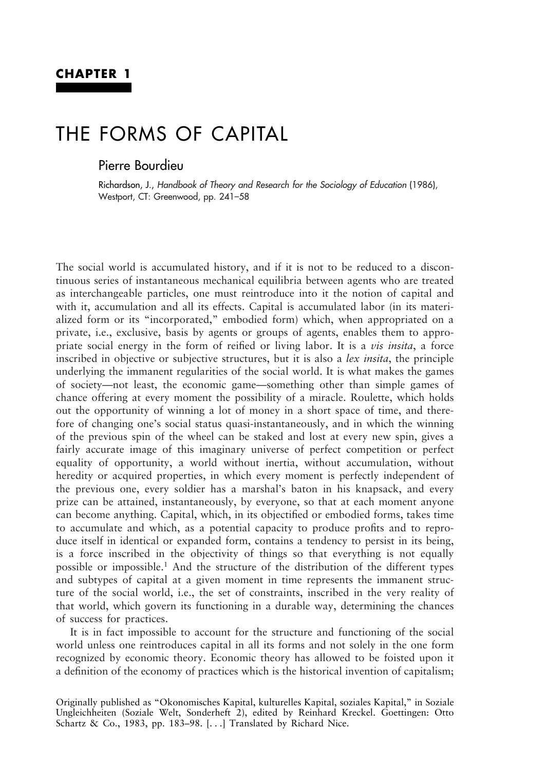**CHAPTER 1**

# THE FORMS OF CAPITAL

## Pierre Bourdieu

Richardson, J., *Handbook of Theory and Research for the Sociology of Education* (1986), Westport, CT: Greenwood, pp. 241–58

The social world is accumulated history, and if it is not to be reduced to a discontinuous series of instantaneous mechanical equilibria between agents who are treated as interchangeable particles, one must reintroduce into it the notion of capital and with it, accumulation and all its effects. Capital is accumulated labor (in its materialized form or its "incorporated," embodied form) which, when appropriated on a private, i.e., exclusive, basis by agents or groups of agents, enables them to appropriate social energy in the form of reified or living labor. It is a *vis insita*, a force inscribed in objective or subjective structures, but it is also a *lex insita*, the principle underlying the immanent regularities of the social world. It is what makes the games of society—not least, the economic game—something other than simple games of chance offering at every moment the possibility of a miracle. Roulette, which holds out the opportunity of winning a lot of money in a short space of time, and therefore of changing one's social status quasi-instantaneously, and in which the winning of the previous spin of the wheel can be staked and lost at every new spin, gives a fairly accurate image of this imaginary universe of perfect competition or perfect equality of opportunity, a world without inertia, without accumulation, without heredity or acquired properties, in which every moment is perfectly independent of the previous one, every soldier has a marshal's baton in his knapsack, and every prize can be attained, instantaneously, by everyone, so that at each moment anyone can become anything. Capital, which, in its objectified or embodied forms, takes time to accumulate and which, as a potential capacity to produce profits and to reproduce itself in identical or expanded form, contains a tendency to persist in its being, is a force inscribed in the objectivity of things so that everything is not equally possible or impossible.[1] And the structure of the distribution of the different types and subtypes of capital at a given moment in time represents the immanent structure of the social world, i.e., the set of constraints, inscribed in the very reality of that world, which govern its functioning in a durable way, determining the chances of success for practices.

It is in fact impossible to account for the structure and functioning of the social world unless one reintroduces capital in all its forms and not solely in the one form recognized by economic theory. Economic theory has allowed to be foisted upon it a definition of the economy of practices which is the historical invention of capitalism;

Originally published as "Okonomisches Kapital, kulturelles Kapital, soziales Kapital," in Soziale Ungleichheiten (Soziale Welt, Sonderheft 2), edited by Reinhard Kreckel. Goettingen: Otto Schartz & Co., 1983, pp. 183–98. [. . .] Translated by Richard Nice.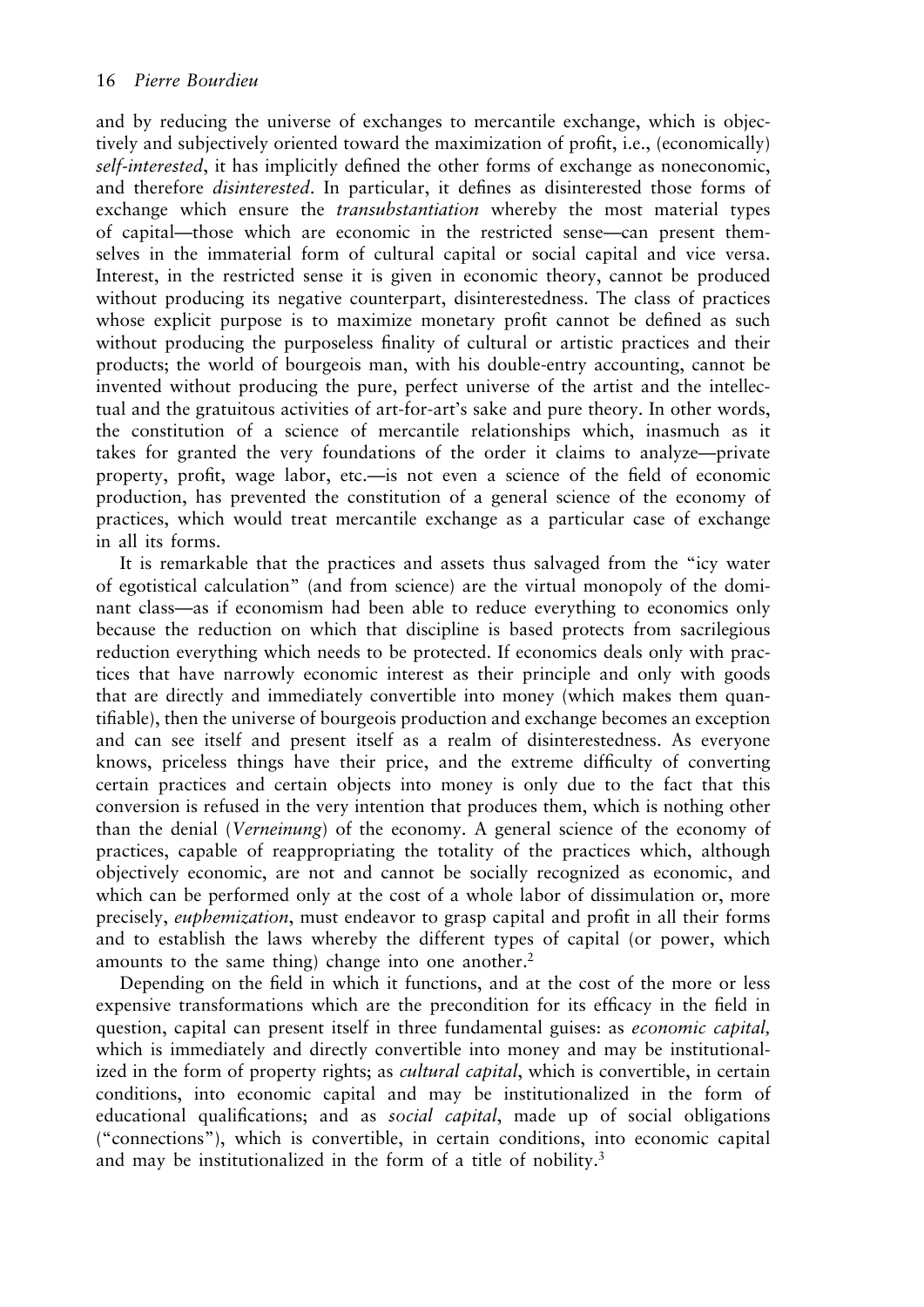and by reducing the universe of exchanges to mercantile exchange, which is objectively and subjectively oriented toward the maximization of profit, i.e., (economically) *self-interested*, it has implicitly defined the other forms of exchange as noneconomic, and therefore *disinterested*. In particular, it defines as disinterested those forms of exchange which ensure the *transubstantiation* whereby the most material types of capital—those which are economic in the restricted sense—can present themselves in the immaterial form of cultural capital or social capital and vice versa. Interest, in the restricted sense it is given in economic theory, cannot be produced without producing its negative counterpart, disinterestedness. The class of practices whose explicit purpose is to maximize monetary profit cannot be defined as such without producing the purposeless finality of cultural or artistic practices and their products; the world of bourgeois man, with his double-entry accounting, cannot be invented without producing the pure, perfect universe of the artist and the intellectual and the gratuitous activities of art-for-art's sake and pure theory. In other words, the constitution of a science of mercantile relationships which, inasmuch as it takes for granted the very foundations of the order it claims to analyze—private property, profit, wage labor, etc.—is not even a science of the field of economic production, has prevented the constitution of a general science of the economy of practices, which would treat mercantile exchange as a particular case of exchange in all its forms.

It is remarkable that the practices and assets thus salvaged from the "icy water of egotistical calculation" (and from science) are the virtual monopoly of the dominant class—as if economism had been able to reduce everything to economics only because the reduction on which that discipline is based protects from sacrilegious reduction everything which needs to be protected. If economics deals only with practices that have narrowly economic interest as their principle and only with goods that are directly and immediately convertible into money (which makes them quantifiable), then the universe of bourgeois production and exchange becomes an exception and can see itself and present itself as a realm of disinterestedness. As everyone knows, priceless things have their price, and the extreme difficulty of converting certain practices and certain objects into money is only due to the fact that this conversion is refused in the very intention that produces them, which is nothing other than the denial (*Verneinung*) of the economy. A general science of the economy of practices, capable of reappropriating the totality of the practices which, although objectively economic, are not and cannot be socially recognized as economic, and which can be performed only at the cost of a whole labor of dissimulation or, more precisely, *euphemization*, must endeavor to grasp capital and profit in all their forms and to establish the laws whereby the different types of capital (or power, which amounts to the same thing) change into one another.[2]

Depending on the field in which it functions, and at the cost of the more or less expensive transformations which are the precondition for its efficacy in the field in question, capital can present itself in three fundamental guises: as *economic capital,* which is immediately and directly convertible into money and may be institutionalized in the form of property rights; as *cultural capital*, which is convertible, in certain conditions, into economic capital and may be institutionalized in the form of educational qualifications; and as *social capital*, made up of social obligations ("connections"), which is convertible, in certain conditions, into economic capital and may be institutionalized in the form of a title of nobility.[3]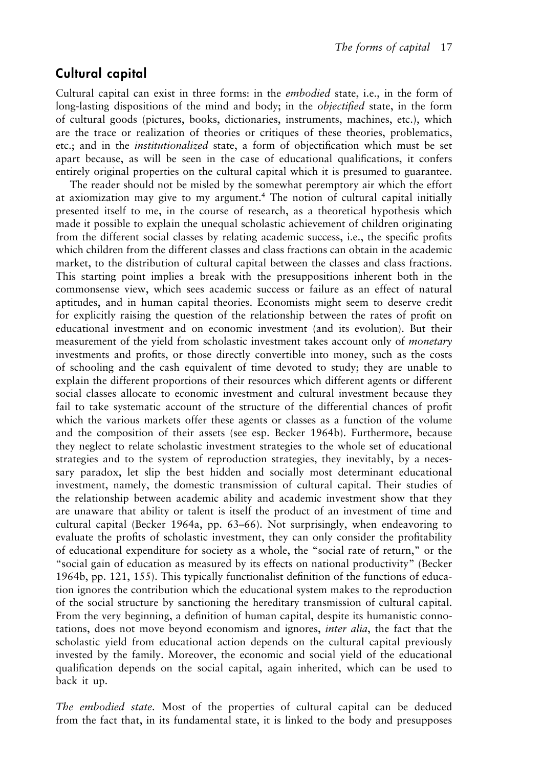## Cultural capital

Cultural capital can exist in three forms: in the *embodied* state, i.e., in the form of long-lasting dispositions of the mind and body; in the *objectified* state, in the form of cultural goods (pictures, books, dictionaries, instruments, machines, etc.), which are the trace or realization of theories or critiques of these theories, problematics, etc.; and in the *institutionalized* state, a form of objectification which must be set apart because, as will be seen in the case of educational qualifications, it confers entirely original properties on the cultural capital which it is presumed to guarantee.

The reader should not be misled by the somewhat peremptory air which the effort at axiomization may give to my argument.[4] The notion of cultural capital initially presented itself to me, in the course of research, as a theoretical hypothesis which made it possible to explain the unequal scholastic achievement of children originating from the different social classes by relating academic success, i.e., the specific profits which children from the different classes and class fractions can obtain in the academic market, to the distribution of cultural capital between the classes and class fractions. This starting point implies a break with the presuppositions inherent both in the commonsense view, which sees academic success or failure as an effect of natural aptitudes, and in human capital theories. Economists might seem to deserve credit for explicitly raising the question of the relationship between the rates of profit on educational investment and on economic investment (and its evolution). But their measurement of the yield from scholastic investment takes account only of *monetary* investments and profits, or those directly convertible into money, such as the costs of schooling and the cash equivalent of time devoted to study; they are unable to explain the different proportions of their resources which different agents or different social classes allocate to economic investment and cultural investment because they fail to take systematic account of the structure of the differential chances of profit which the various markets offer these agents or classes as a function of the volume and the composition of their assets (see esp. Becker 1964b). Furthermore, because they neglect to relate scholastic investment strategies to the whole set of educational strategies and to the system of reproduction strategies, they inevitably, by a necessary paradox, let slip the best hidden and socially most determinant educational investment, namely, the domestic transmission of cultural capital. Their studies of the relationship between academic ability and academic investment show that they are unaware that ability or talent is itself the product of an investment of time and cultural capital (Becker 1964a, pp. 63–66). Not surprisingly, when endeavoring to evaluate the profits of scholastic investment, they can only consider the profitability of educational expenditure for society as a whole, the "social rate of return," or the "social gain of education as measured by its effects on national productivity" (Becker 1964b, pp. 121, 155). This typically functionalist definition of the functions of education ignores the contribution which the educational system makes to the reproduction of the social structure by sanctioning the hereditary transmission of cultural capital. From the very beginning, a definition of human capital, despite its humanistic connotations, does not move beyond economism and ignores, *inter alia*, the fact that the scholastic yield from educational action depends on the cultural capital previously invested by the family. Moreover, the economic and social yield of the educational qualification depends on the social capital, again inherited, which can be used to back it up.

*The embodied state.* Most of the properties of cultural capital can be deduced from the fact that, in its fundamental state, it is linked to the body and presupposes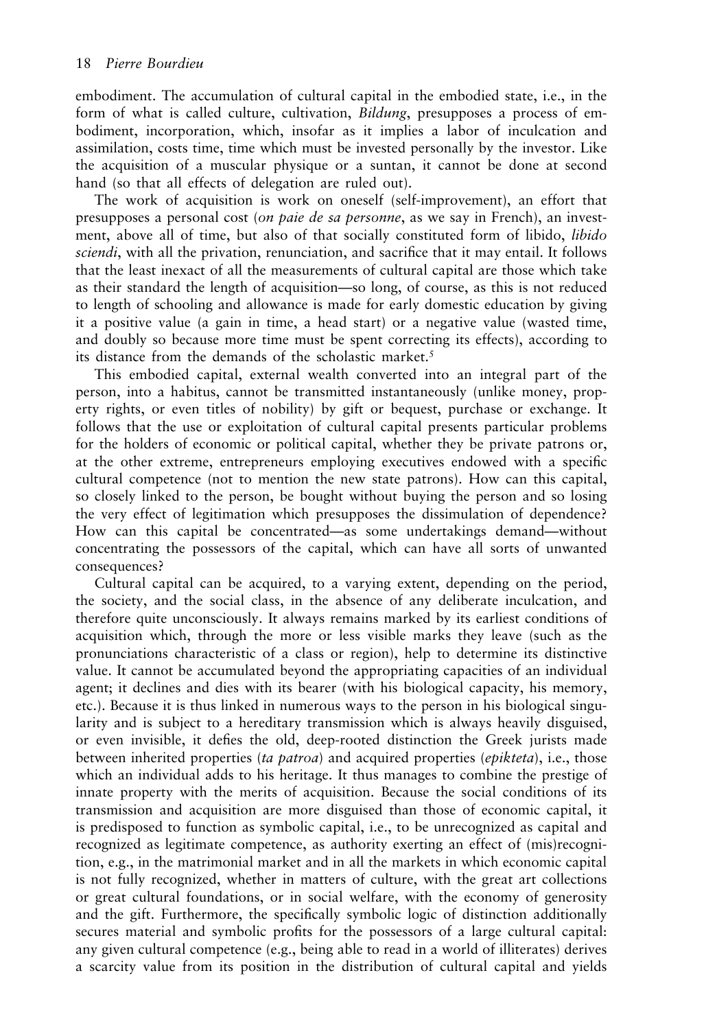embodiment. The accumulation of cultural capital in the embodied state, i.e., in the form of what is called culture, cultivation, *Bildung*, presupposes a process of embodiment, incorporation, which, insofar as it implies a labor of inculcation and assimilation, costs time, time which must be invested personally by the investor. Like the acquisition of a muscular physique or a suntan, it cannot be done at second hand (so that all effects of delegation are ruled out).

The work of acquisition is work on oneself (self-improvement), an effort that presupposes a personal cost (*on paie de sa personne*, as we say in French), an investment, above all of time, but also of that socially constituted form of libido, *libido sciendi*, with all the privation, renunciation, and sacrifice that it may entail. It follows that the least inexact of all the measurements of cultural capital are those which take as their standard the length of acquisition—so long, of course, as this is not reduced to length of schooling and allowance is made for early domestic education by giving it a positive value (a gain in time, a head start) or a negative value (wasted time, and doubly so because more time must be spent correcting its effects), according to its distance from the demands of the scholastic market.[5]

This embodied capital, external wealth converted into an integral part of the person, into a habitus, cannot be transmitted instantaneously (unlike money, property rights, or even titles of nobility) by gift or bequest, purchase or exchange. It follows that the use or exploitation of cultural capital presents particular problems for the holders of economic or political capital, whether they be private patrons or, at the other extreme, entrepreneurs employing executives endowed with a specific cultural competence (not to mention the new state patrons). How can this capital, so closely linked to the person, be bought without buying the person and so losing the very effect of legitimation which presupposes the dissimulation of dependence? How can this capital be concentrated—as some undertakings demand—without concentrating the possessors of the capital, which can have all sorts of unwanted consequences?

Cultural capital can be acquired, to a varying extent, depending on the period, the society, and the social class, in the absence of any deliberate inculcation, and therefore quite unconsciously. It always remains marked by its earliest conditions of acquisition which, through the more or less visible marks they leave (such as the pronunciations characteristic of a class or region), help to determine its distinctive value. It cannot be accumulated beyond the appropriating capacities of an individual agent; it declines and dies with its bearer (with his biological capacity, his memory, etc.). Because it is thus linked in numerous ways to the person in his biological singularity and is subject to a hereditary transmission which is always heavily disguised, or even invisible, it defies the old, deep-rooted distinction the Greek jurists made between inherited properties (*ta patroa*) and acquired properties (*epikteta*), i.e., those which an individual adds to his heritage. It thus manages to combine the prestige of innate property with the merits of acquisition. Because the social conditions of its transmission and acquisition are more disguised than those of economic capital, it is predisposed to function as symbolic capital, i.e., to be unrecognized as capital and recognized as legitimate competence, as authority exerting an effect of (mis)recognition, e.g., in the matrimonial market and in all the markets in which economic capital is not fully recognized, whether in matters of culture, with the great art collections or great cultural foundations, or in social welfare, with the economy of generosity and the gift. Furthermore, the specifically symbolic logic of distinction additionally secures material and symbolic profits for the possessors of a large cultural capital: any given cultural competence (e.g., being able to read in a world of illiterates) derives a scarcity value from its position in the distribution of cultural capital and yields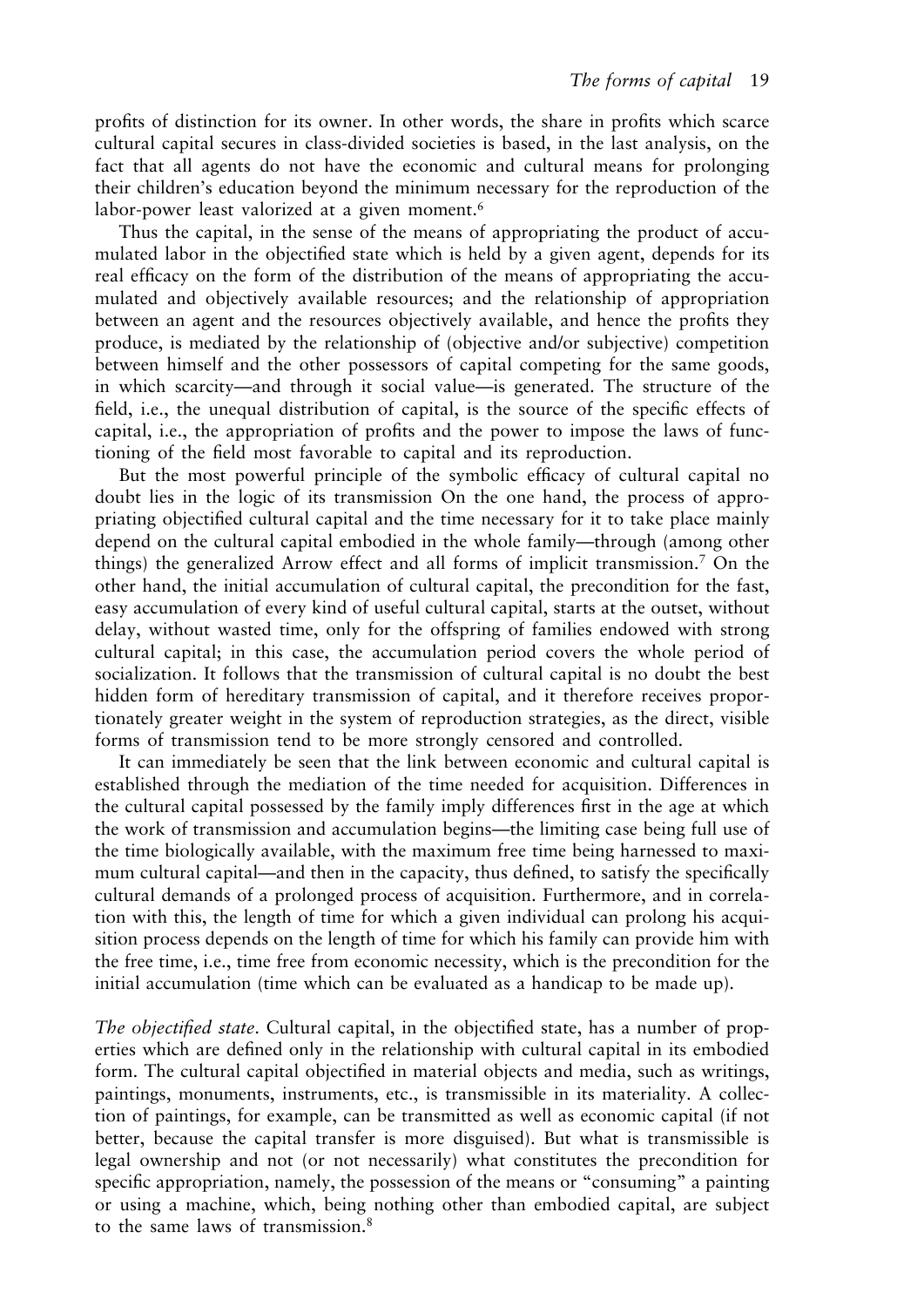profits of distinction for its owner. In other words, the share in profits which scarce cultural capital secures in class-divided societies is based, in the last analysis, on the fact that all agents do not have the economic and cultural means for prolonging their children's education beyond the minimum necessary for the reproduction of the labor-power least valorized at a given moment.[6]

Thus the capital, in the sense of the means of appropriating the product of accumulated labor in the objectified state which is held by a given agent, depends for its real efficacy on the form of the distribution of the means of appropriating the accumulated and objectively available resources; and the relationship of appropriation between an agent and the resources objectively available, and hence the profits they produce, is mediated by the relationship of (objective and/or subjective) competition between himself and the other possessors of capital competing for the same goods, in which scarcity—and through it social value—is generated. The structure of the field, i.e., the unequal distribution of capital, is the source of the specific effects of capital, i.e., the appropriation of profits and the power to impose the laws of functioning of the field most favorable to capital and its reproduction.

But the most powerful principle of the symbolic efficacy of cultural capital no doubt lies in the logic of its transmission On the one hand, the process of appropriating objectified cultural capital and the time necessary for it to take place mainly depend on the cultural capital embodied in the whole family—through (among other things) the generalized Arrow effect and all forms of implicit transmission.[7] On the other hand, the initial accumulation of cultural capital, the precondition for the fast, easy accumulation of every kind of useful cultural capital, starts at the outset, without delay, without wasted time, only for the offspring of families endowed with strong cultural capital; in this case, the accumulation period covers the whole period of socialization. It follows that the transmission of cultural capital is no doubt the best hidden form of hereditary transmission of capital, and it therefore receives proportionately greater weight in the system of reproduction strategies, as the direct, visible forms of transmission tend to be more strongly censored and controlled.

It can immediately be seen that the link between economic and cultural capital is established through the mediation of the time needed for acquisition. Differences in the cultural capital possessed by the family imply differences first in the age at which the work of transmission and accumulation begins—the limiting case being full use of the time biologically available, with the maximum free time being harnessed to maximum cultural capital—and then in the capacity, thus defined, to satisfy the specifically cultural demands of a prolonged process of acquisition. Furthermore, and in correlation with this, the length of time for which a given individual can prolong his acquisition process depends on the length of time for which his family can provide him with the free time, i.e., time free from economic necessity, which is the precondition for the initial accumulation (time which can be evaluated as a handicap to be made up).

*The objectified state*. Cultural capital, in the objectified state, has a number of properties which are defined only in the relationship with cultural capital in its embodied form. The cultural capital objectified in material objects and media, such as writings, paintings, monuments, instruments, etc., is transmissible in its materiality. A collection of paintings, for example, can be transmitted as well as economic capital (if not better, because the capital transfer is more disguised). But what is transmissible is legal ownership and not (or not necessarily) what constitutes the precondition for specific appropriation, namely, the possession of the means or "consuming" a painting or using a machine, which, being nothing other than embodied capital, are subject to the same laws of transmission.[8]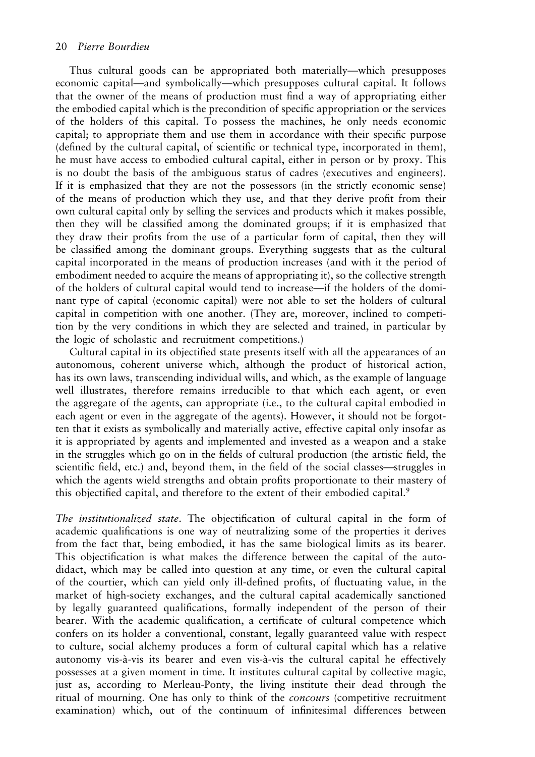Thus cultural goods can be appropriated both materially—which presupposes economic capital—and symbolically—which presupposes cultural capital. It follows that the owner of the means of production must find a way of appropriating either the embodied capital which is the precondition of specific appropriation or the services of the holders of this capital. To possess the machines, he only needs economic capital; to appropriate them and use them in accordance with their specific purpose (defined by the cultural capital, of scientific or technical type, incorporated in them), he must have access to embodied cultural capital, either in person or by proxy. This is no doubt the basis of the ambiguous status of cadres (executives and engineers). If it is emphasized that they are not the possessors (in the strictly economic sense) of the means of production which they use, and that they derive profit from their own cultural capital only by selling the services and products which it makes possible, then they will be classified among the dominated groups; if it is emphasized that they draw their profits from the use of a particular form of capital, then they will be classified among the dominant groups. Everything suggests that as the cultural capital incorporated in the means of production increases (and with it the period of embodiment needed to acquire the means of appropriating it), so the collective strength of the holders of cultural capital would tend to increase—if the holders of the dominant type of capital (economic capital) were not able to set the holders of cultural capital in competition with one another. (They are, moreover, inclined to competition by the very conditions in which they are selected and trained, in particular by the logic of scholastic and recruitment competitions.)

Cultural capital in its objectified state presents itself with all the appearances of an autonomous, coherent universe which, although the product of historical action, has its own laws, transcending individual wills, and which, as the example of language well illustrates, therefore remains irreducible to that which each agent, or even the aggregate of the agents, can appropriate (i.e., to the cultural capital embodied in each agent or even in the aggregate of the agents). However, it should not be forgotten that it exists as symbolically and materially active, effective capital only insofar as it is appropriated by agents and implemented and invested as a weapon and a stake in the struggles which go on in the fields of cultural production (the artistic field, the scientific field, etc.) and, beyond them, in the field of the social classes—struggles in which the agents wield strengths and obtain profits proportionate to their mastery of this objectified capital, and therefore to the extent of their embodied capital.[9]

*The institutionalized state*. The objectification of cultural capital in the form of academic qualifications is one way of neutralizing some of the properties it derives from the fact that, being embodied, it has the same biological limits as its bearer. This objectification is what makes the difference between the capital of the autodidact, which may be called into question at any time, or even the cultural capital of the courtier, which can yield only ill-defined profits, of fluctuating value, in the market of high-society exchanges, and the cultural capital academically sanctioned by legally guaranteed qualifications, formally independent of the person of their bearer. With the academic qualification, a certificate of cultural competence which confers on its holder a conventional, constant, legally guaranteed value with respect to culture, social alchemy produces a form of cultural capital which has a relative autonomy vis-à-vis its bearer and even vis-à-vis the cultural capital he effectively possesses at a given moment in time. It institutes cultural capital by collective magic, just as, according to Merleau-Ponty, the living institute their dead through the ritual of mourning. One has only to think of the *concours* (competitive recruitment examination) which, out of the continuum of infinitesimal differences between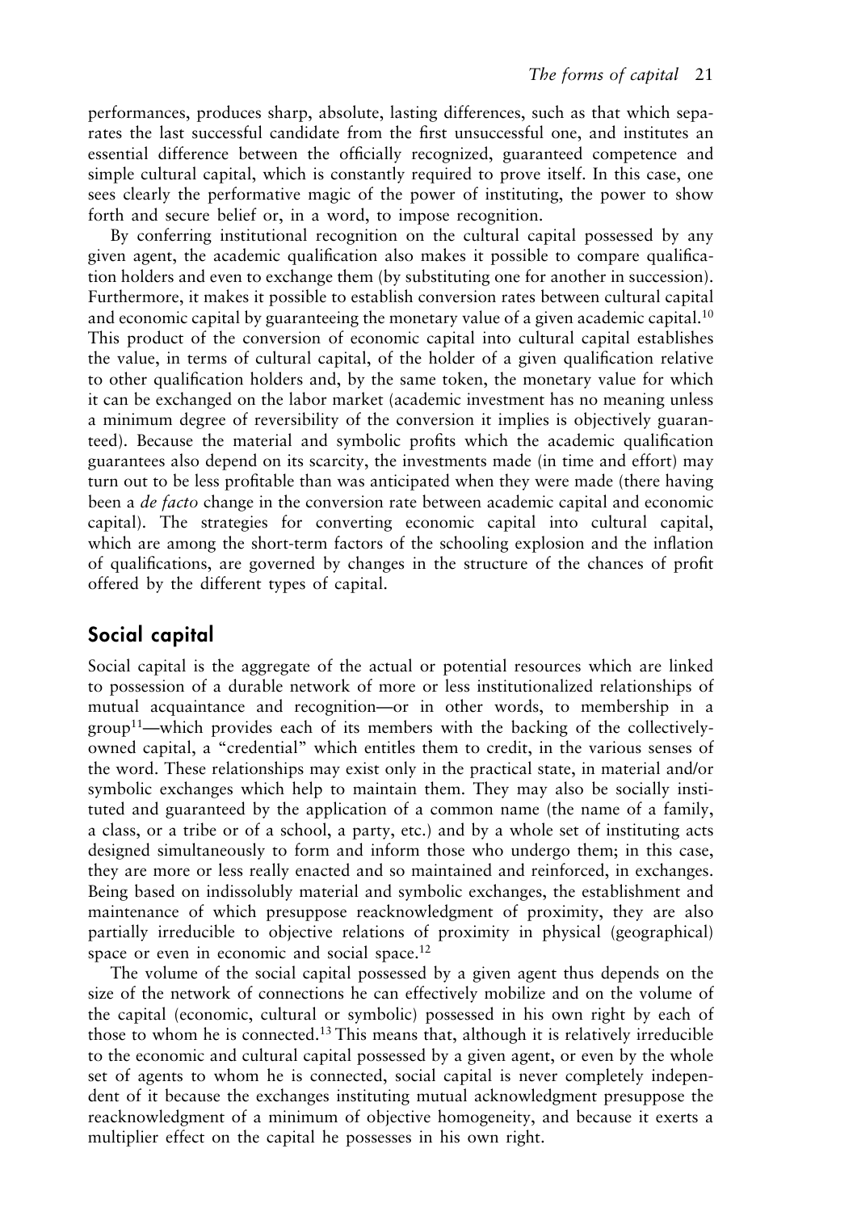performances, produces sharp, absolute, lasting differences, such as that which separates the last successful candidate from the first unsuccessful one, and institutes an essential difference between the officially recognized, guaranteed competence and simple cultural capital, which is constantly required to prove itself. In this case, one sees clearly the performative magic of the power of instituting, the power to show forth and secure belief or, in a word, to impose recognition.

By conferring institutional recognition on the cultural capital possessed by any given agent, the academic qualification also makes it possible to compare qualification holders and even to exchange them (by substituting one for another in succession). Furthermore, it makes it possible to establish conversion rates between cultural capital and economic capital by guaranteeing the monetary value of a given academic capital.[10] This product of the conversion of economic capital into cultural capital establishes the value, in terms of cultural capital, of the holder of a given qualification relative to other qualification holders and, by the same token, the monetary value for which it can be exchanged on the labor market (academic investment has no meaning unless a minimum degree of reversibility of the conversion it implies is objectively guaranteed). Because the material and symbolic profits which the academic qualification guarantees also depend on its scarcity, the investments made (in time and effort) may turn out to be less profitable than was anticipated when they were made (there having been a *de facto* change in the conversion rate between academic capital and economic capital). The strategies for converting economic capital into cultural capital, which are among the short-term factors of the schooling explosion and the inflation of qualifications, are governed by changes in the structure of the chances of profit offered by the different types of capital.

## Social capital

Social capital is the aggregate of the actual or potential resources which are linked to possession of a durable network of more or less institutionalized relationships of mutual acquaintance and recognition—or in other words, to membership in a group[11]—which provides each of its members with the backing of the collectively-owned capital, a "credential" which entitles them to credit, in the various senses of the word. These relationships may exist only in the practical state, in material and/or symbolic exchanges which help to maintain them. They may also be socially instituted and guaranteed by the application of a common name (the name of a family, a class, or a tribe or of a school, a party, etc.) and by a whole set of instituting acts designed simultaneously to form and inform those who undergo them; in this case, they are more or less really enacted and so maintained and reinforced, in exchanges. Being based on indissolubly material and symbolic exchanges, the establishment and maintenance of which presuppose reacknowledgment of proximity, they are also partially irreducible to objective relations of proximity in physical (geographical) space or even in economic and social space.[12]

The volume of the social capital possessed by a given agent thus depends on the size of the network of connections he can effectively mobilize and on the volume of the capital (economic, cultural or symbolic) possessed in his own right by each of those to whom he is connected.[13] This means that, although it is relatively irreducible to the economic and cultural capital possessed by a given agent, or even by the whole set of agents to whom he is connected, social capital is never completely independent of it because the exchanges instituting mutual acknowledgment presuppose the reacknowledgment of a minimum of objective homogeneity, and because it exerts a multiplier effect on the capital he possesses in his own right.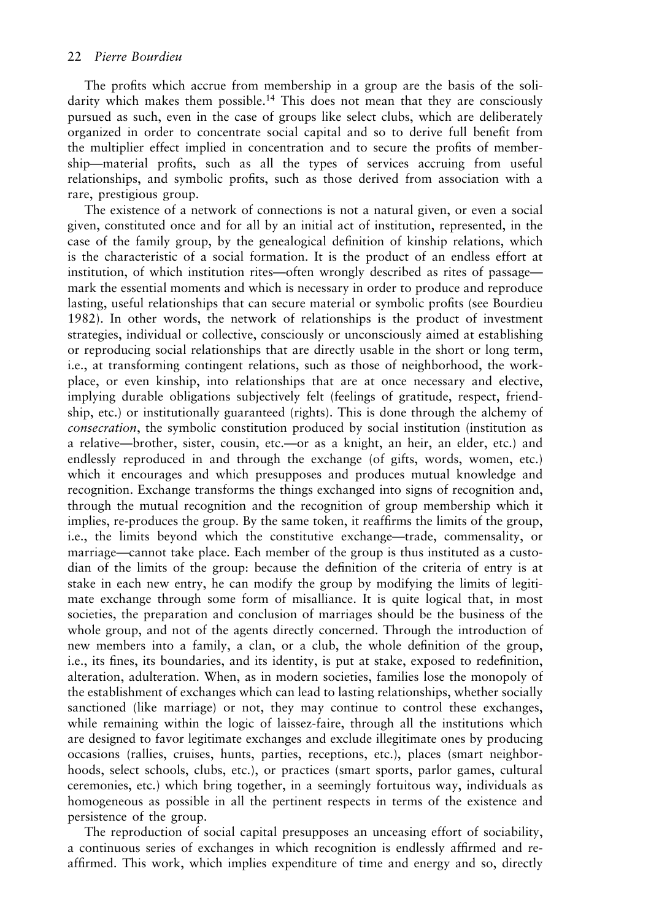The profits which accrue from membership in a group are the basis of the solidarity which makes them possible.[14] This does not mean that they are consciously pursued as such, even in the case of groups like select clubs, which are deliberately organized in order to concentrate social capital and so to derive full benefit from the multiplier effect implied in concentration and to secure the profits of membership—material profits, such as all the types of services accruing from useful relationships, and symbolic profits, such as those derived from association with a rare, prestigious group.

The existence of a network of connections is not a natural given, or even a social given, constituted once and for all by an initial act of institution, represented, in the case of the family group, by the genealogical definition of kinship relations, which is the characteristic of a social formation. It is the product of an endless effort at institution, of which institution rites—often wrongly described as rites of passage—mark the essential moments and which is necessary in order to produce and reproduce lasting, useful relationships that can secure material or symbolic profits (see Bourdieu 1982). In other words, the network of relationships is the product of investment strategies, individual or collective, consciously or unconsciously aimed at establishing or reproducing social relationships that are directly usable in the short or long term, i.e., at transforming contingent relations, such as those of neighborhood, the workplace, or even kinship, into relationships that are at once necessary and elective, implying durable obligations subjectively felt (feelings of gratitude, respect, friendship, etc.) or institutionally guaranteed (rights). This is done through the alchemy of *consecration*, the symbolic constitution produced by social institution (institution as a relative—brother, sister, cousin, etc.—or as a knight, an heir, an elder, etc.) and endlessly reproduced in and through the exchange (of gifts, words, women, etc.) which it encourages and which presupposes and produces mutual knowledge and recognition. Exchange transforms the things exchanged into signs of recognition and, through the mutual recognition and the recognition of group membership which it implies, re-produces the group. By the same token, it reaffirms the limits of the group, i.e., the limits beyond which the constitutive exchange—trade, commensality, or marriage—cannot take place. Each member of the group is thus instituted as a custodian of the limits of the group: because the definition of the criteria of entry is at stake in each new entry, he can modify the group by modifying the limits of legitimate exchange through some form of misalliance. It is quite logical that, in most societies, the preparation and conclusion of marriages should be the business of the whole group, and not of the agents directly concerned. Through the introduction of new members into a family, a clan, or a club, the whole definition of the group, i.e., its fines, its boundaries, and its identity, is put at stake, exposed to redefinition, alteration, adulteration. When, as in modern societies, families lose the monopoly of the establishment of exchanges which can lead to lasting relationships, whether socially sanctioned (like marriage) or not, they may continue to control these exchanges, while remaining within the logic of laissez-faire, through all the institutions which are designed to favor legitimate exchanges and exclude illegitimate ones by producing occasions (rallies, cruises, hunts, parties, receptions, etc.), places (smart neighborhoods, select schools, clubs, etc.), or practices (smart sports, parlor games, cultural ceremonies, etc.) which bring together, in a seemingly fortuitous way, individuals as homogeneous as possible in all the pertinent respects in terms of the existence and persistence of the group.

The reproduction of social capital presupposes an unceasing effort of sociability, a continuous series of exchanges in which recognition is endlessly affirmed and reaffirmed. This work, which implies expenditure of time and energy and so, directly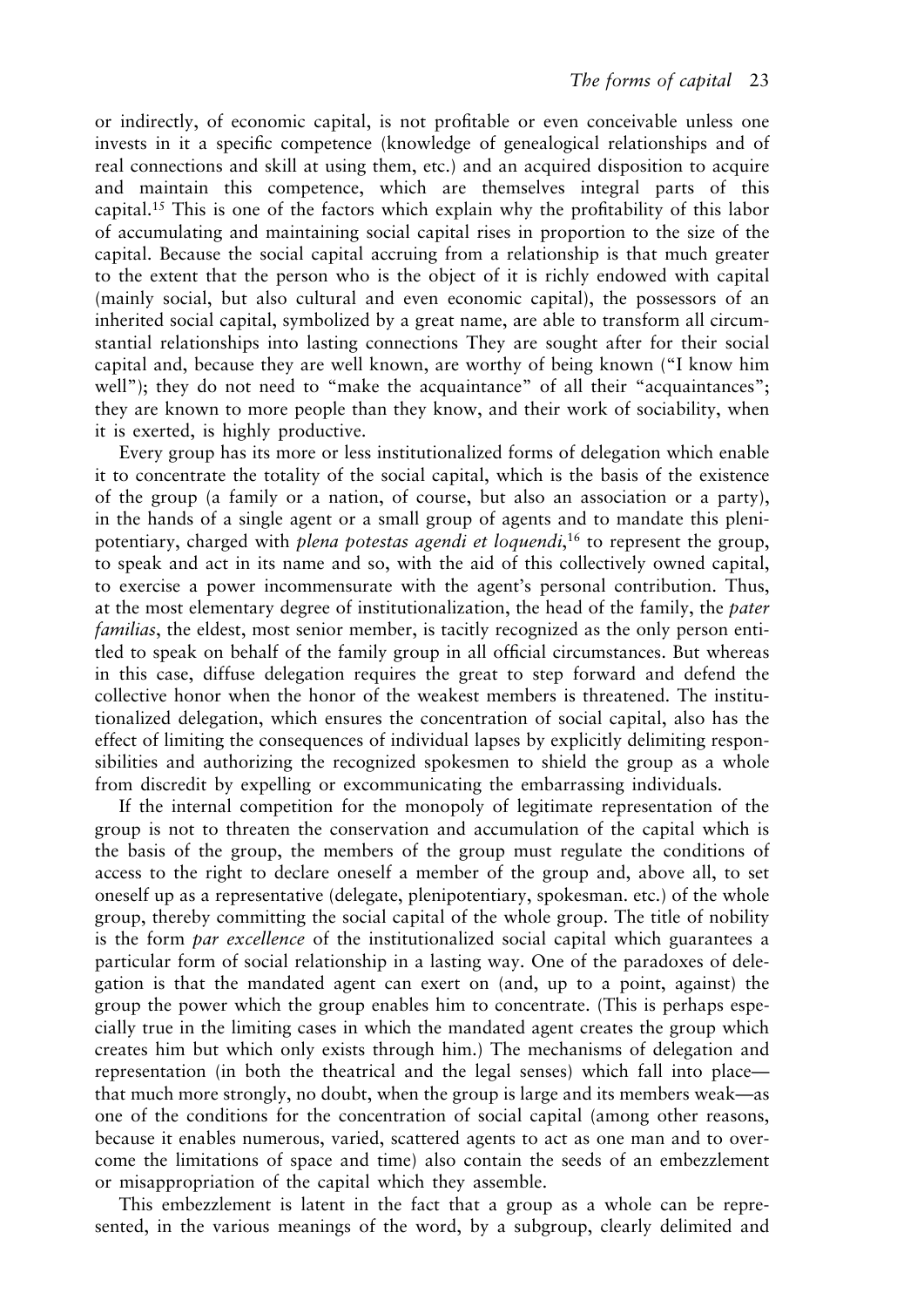or indirectly, of economic capital, is not profitable or even conceivable unless one invests in it a specific competence (knowledge of genealogical relationships and of real connections and skill at using them, etc.) and an acquired disposition to acquire and maintain this competence, which are themselves integral parts of this capital.[15] This is one of the factors which explain why the profitability of this labor of accumulating and maintaining social capital rises in proportion to the size of the capital. Because the social capital accruing from a relationship is that much greater to the extent that the person who is the object of it is richly endowed with capital (mainly social, but also cultural and even economic capital), the possessors of an inherited social capital, symbolized by a great name, are able to transform all circumstantial relationships into lasting connections They are sought after for their social capital and, because they are well known, are worthy of being known ("I know him well"); they do not need to "make the acquaintance" of all their "acquaintances"; they are known to more people than they know, and their work of sociability, when it is exerted, is highly productive.

Every group has its more or less institutionalized forms of delegation which enable it to concentrate the totality of the social capital, which is the basis of the existence of the group (a family or a nation, of course, but also an association or a party), in the hands of a single agent or a small group of agents and to mandate this plenipotentiary, charged with *plena potestas agendi et loquendi*,[16] to represent the group, to speak and act in its name and so, with the aid of this collectively owned capital, to exercise a power incommensurate with the agent's personal contribution. Thus, at the most elementary degree of institutionalization, the head of the family, the *pater familias*, the eldest, most senior member, is tacitly recognized as the only person entitled to speak on behalf of the family group in all official circumstances. But whereas in this case, diffuse delegation requires the great to step forward and defend the collective honor when the honor of the weakest members is threatened. The institutionalized delegation, which ensures the concentration of social capital, also has the effect of limiting the consequences of individual lapses by explicitly delimiting responsibilities and authorizing the recognized spokesmen to shield the group as a whole from discredit by expelling or excommunicating the embarrassing individuals.

If the internal competition for the monopoly of legitimate representation of the group is not to threaten the conservation and accumulation of the capital which is the basis of the group, the members of the group must regulate the conditions of access to the right to declare oneself a member of the group and, above all, to set oneself up as a representative (delegate, plenipotentiary, spokesman. etc.) of the whole group, thereby committing the social capital of the whole group. The title of nobility is the form *par excellence* of the institutionalized social capital which guarantees a particular form of social relationship in a lasting way. One of the paradoxes of delegation is that the mandated agent can exert on (and, up to a point, against) the group the power which the group enables him to concentrate. (This is perhaps especially true in the limiting cases in which the mandated agent creates the group which creates him but which only exists through him.) The mechanisms of delegation and representation (in both the theatrical and the legal senses) which fall into place—that much more strongly, no doubt, when the group is large and its members weak—as one of the conditions for the concentration of social capital (among other reasons, because it enables numerous, varied, scattered agents to act as one man and to overcome the limitations of space and time) also contain the seeds of an embezzlement or misappropriation of the capital which they assemble.

This embezzlement is latent in the fact that a group as a whole can be represented, in the various meanings of the word, by a subgroup, clearly delimited and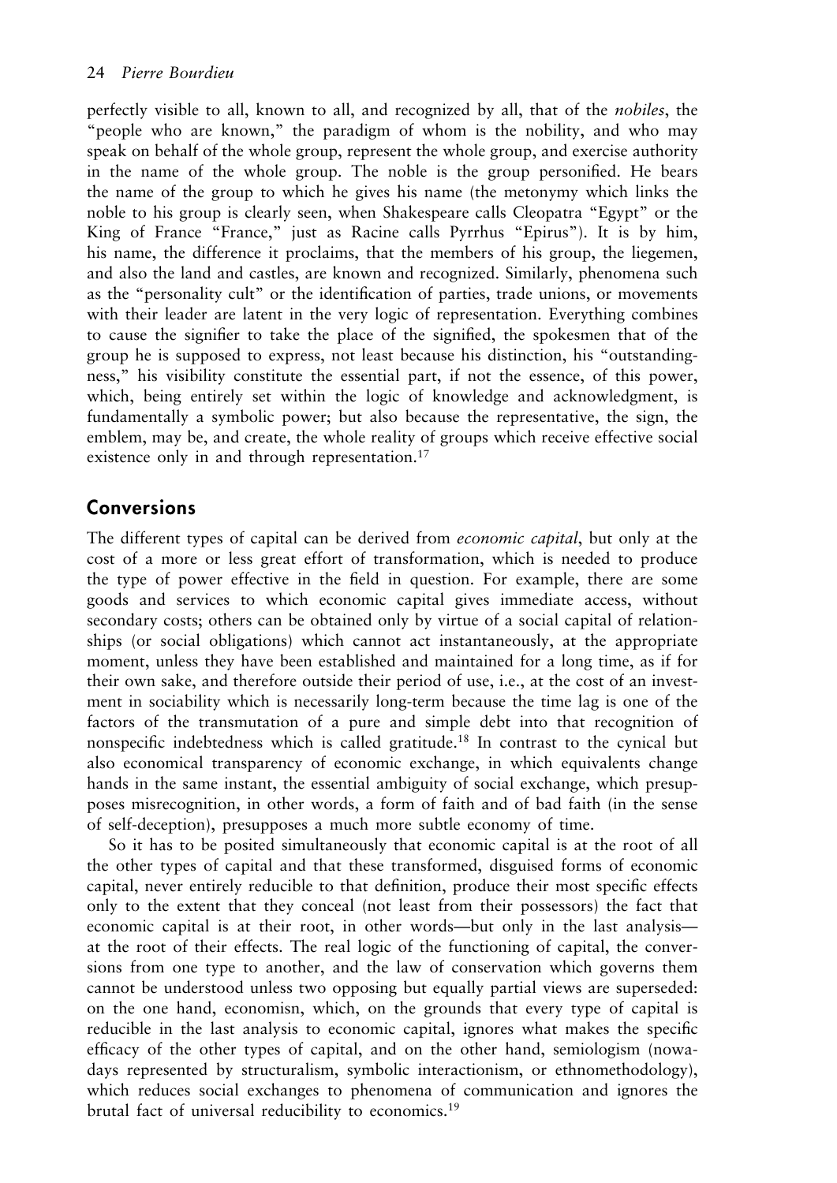perfectly visible to all, known to all, and recognized by all, that of the *nobiles*, the "people who are known," the paradigm of whom is the nobility, and who may speak on behalf of the whole group, represent the whole group, and exercise authority in the name of the whole group. The noble is the group personified. He bears the name of the group to which he gives his name (the metonymy which links the noble to his group is clearly seen, when Shakespeare calls Cleopatra "Egypt" or the King of France "France," just as Racine calls Pyrrhus "Epirus"). It is by him, his name, the difference it proclaims, that the members of his group, the liegemen, and also the land and castles, are known and recognized. Similarly, phenomena such as the "personality cult" or the identification of parties, trade unions, or movements with their leader are latent in the very logic of representation. Everything combines to cause the signifier to take the place of the signified, the spokesmen that of the group he is supposed to express, not least because his distinction, his "outstandingness," his visibility constitute the essential part, if not the essence, of this power, which, being entirely set within the logic of knowledge and acknowledgment, is fundamentally a symbolic power; but also because the representative, the sign, the emblem, may be, and create, the whole reality of groups which receive effective social existence only in and through representation.[17]

## Conversions

The different types of capital can be derived from *economic capital*, but only at the cost of a more or less great effort of transformation, which is needed to produce the type of power effective in the field in question. For example, there are some goods and services to which economic capital gives immediate access, without secondary costs; others can be obtained only by virtue of a social capital of relationships (or social obligations) which cannot act instantaneously, at the appropriate moment, unless they have been established and maintained for a long time, as if for their own sake, and therefore outside their period of use, i.e., at the cost of an investment in sociability which is necessarily long-term because the time lag is one of the factors of the transmutation of a pure and simple debt into that recognition of nonspecific indebtedness which is called gratitude.[18] In contrast to the cynical but also economical transparency of economic exchange, in which equivalents change hands in the same instant, the essential ambiguity of social exchange, which presupposes misrecognition, in other words, a form of faith and of bad faith (in the sense of self-deception), presupposes a much more subtle economy of time.

So it has to be posited simultaneously that economic capital is at the root of all the other types of capital and that these transformed, disguised forms of economic capital, never entirely reducible to that definition, produce their most specific effects only to the extent that they conceal (not least from their possessors) the fact that economic capital is at their root, in other words—but only in the last analysis—at the root of their effects. The real logic of the functioning of capital, the conversions from one type to another, and the law of conservation which governs them cannot be understood unless two opposing but equally partial views are superseded: on the one hand, economisn, which, on the grounds that every type of capital is reducible in the last analysis to economic capital, ignores what makes the specific efficacy of the other types of capital, and on the other hand, semiologism (nowadays represented by structuralism, symbolic interactionism, or ethnomethodology), which reduces social exchanges to phenomena of communication and ignores the brutal fact of universal reducibility to economics.[19]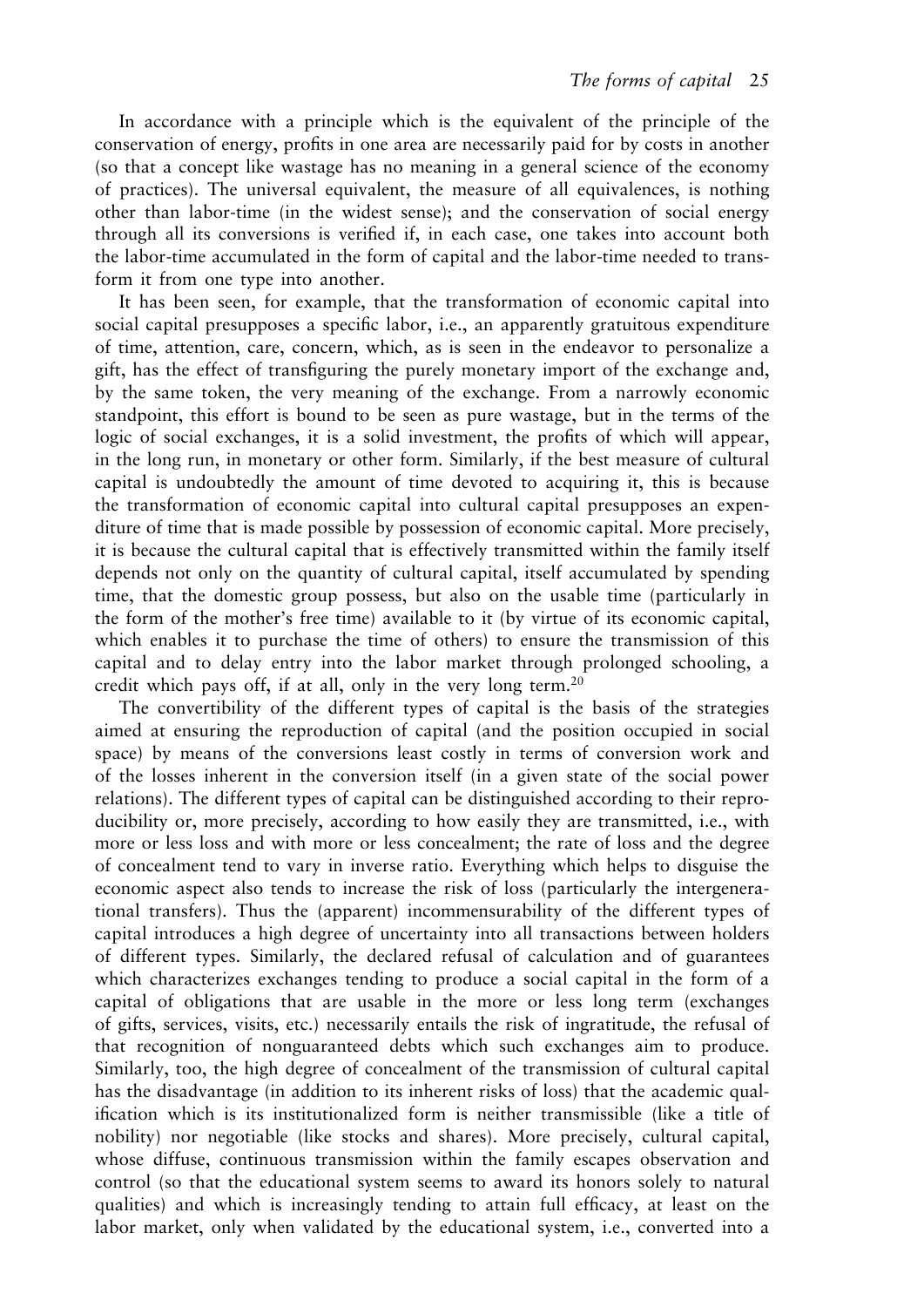In accordance with a principle which is the equivalent of the principle of the conservation of energy, profits in one area are necessarily paid for by costs in another (so that a concept like wastage has no meaning in a general science of the economy of practices). The universal equivalent, the measure of all equivalences, is nothing other than labor-time (in the widest sense); and the conservation of social energy through all its conversions is verified if, in each case, one takes into account both the labor-time accumulated in the form of capital and the labor-time needed to transform it from one type into another.

It has been seen, for example, that the transformation of economic capital into social capital presupposes a specific labor, i.e., an apparently gratuitous expenditure of time, attention, care, concern, which, as is seen in the endeavor to personalize a gift, has the effect of transfiguring the purely monetary import of the exchange and, by the same token, the very meaning of the exchange. From a narrowly economic standpoint, this effort is bound to be seen as pure wastage, but in the terms of the logic of social exchanges, it is a solid investment, the profits of which will appear, in the long run, in monetary or other form. Similarly, if the best measure of cultural capital is undoubtedly the amount of time devoted to acquiring it, this is because the transformation of economic capital into cultural capital presupposes an expenditure of time that is made possible by possession of economic capital. More precisely, it is because the cultural capital that is effectively transmitted within the family itself depends not only on the quantity of cultural capital, itself accumulated by spending time, that the domestic group possess, but also on the usable time (particularly in the form of the mother's free time) available to it (by virtue of its economic capital, which enables it to purchase the time of others) to ensure the transmission of this capital and to delay entry into the labor market through prolonged schooling, a credit which pays off, if at all, only in the very long term.[20]

The convertibility of the different types of capital is the basis of the strategies aimed at ensuring the reproduction of capital (and the position occupied in social space) by means of the conversions least costly in terms of conversion work and of the losses inherent in the conversion itself (in a given state of the social power relations). The different types of capital can be distinguished according to their reproducibility or, more precisely, according to how easily they are transmitted, i.e., with more or less loss and with more or less concealment; the rate of loss and the degree of concealment tend to vary in inverse ratio. Everything which helps to disguise the economic aspect also tends to increase the risk of loss (particularly the intergenerational transfers). Thus the (apparent) incommensurability of the different types of capital introduces a high degree of uncertainty into all transactions between holders of different types. Similarly, the declared refusal of calculation and of guarantees which characterizes exchanges tending to produce a social capital in the form of a capital of obligations that are usable in the more or less long term (exchanges of gifts, services, visits, etc.) necessarily entails the risk of ingratitude, the refusal of that recognition of nonguaranteed debts which such exchanges aim to produce. Similarly, too, the high degree of concealment of the transmission of cultural capital has the disadvantage (in addition to its inherent risks of loss) that the academic qualification which is its institutionalized form is neither transmissible (like a title of nobility) nor negotiable (like stocks and shares). More precisely, cultural capital, whose diffuse, continuous transmission within the family escapes observation and control (so that the educational system seems to award its honors solely to natural qualities) and which is increasingly tending to attain full efficacy, at least on the labor market, only when validated by the educational system, i.e., converted into a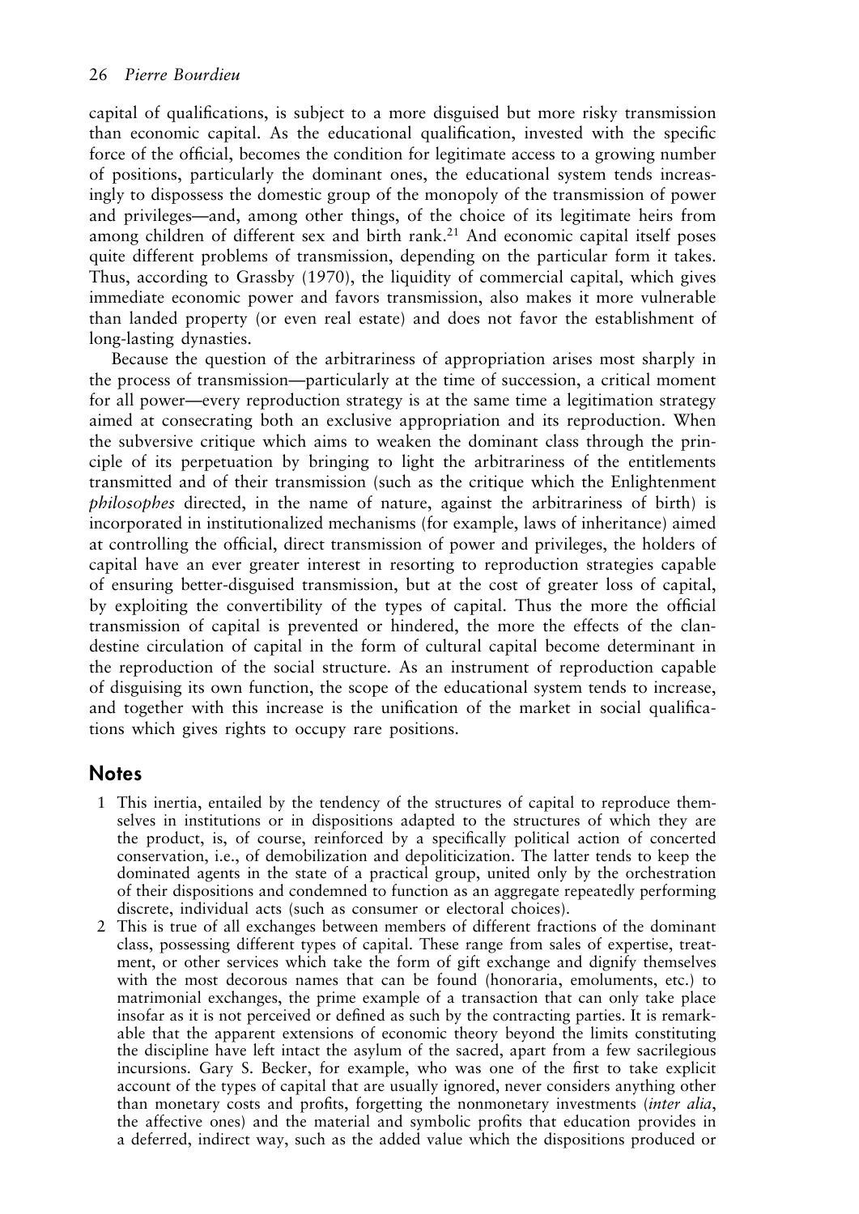capital of qualifications, is subject to a more disguised but more risky transmission than economic capital. As the educational qualification, invested with the specific force of the official, becomes the condition for legitimate access to a growing number of positions, particularly the dominant ones, the educational system tends increasingly to dispossess the domestic group of the monopoly of the transmission of power and privileges—and, among other things, of the choice of its legitimate heirs from among children of different sex and birth rank.[21] And economic capital itself poses quite different problems of transmission, depending on the particular form it takes. Thus, according to Grassby (1970), the liquidity of commercial capital, which gives immediate economic power and favors transmission, also makes it more vulnerable than landed property (or even real estate) and does not favor the establishment of long-lasting dynasties.

Because the question of the arbitrariness of appropriation arises most sharply in the process of transmission—particularly at the time of succession, a critical moment for all power—every reproduction strategy is at the same time a legitimation strategy aimed at consecrating both an exclusive appropriation and its reproduction. When the subversive critique which aims to weaken the dominant class through the principle of its perpetuation by bringing to light the arbitrariness of the entitlements transmitted and of their transmission (such as the critique which the Enlightenment *philosophes* directed, in the name of nature, against the arbitrariness of birth) is incorporated in institutionalized mechanisms (for example, laws of inheritance) aimed at controlling the official, direct transmission of power and privileges, the holders of capital have an ever greater interest in resorting to reproduction strategies capable of ensuring better-disguised transmission, but at the cost of greater loss of capital, by exploiting the convertibility of the types of capital. Thus the more the official transmission of capital is prevented or hindered, the more the effects of the clandestine circulation of capital in the form of cultural capital become determinant in the reproduction of the social structure. As an instrument of reproduction capable of disguising its own function, the scope of the educational system tends to increase, and together with this increase is the unification of the market in social qualifications which gives rights to occupy rare positions.

## Notes

1 This inertia, entailed by the tendency of the structures of capital to reproduce themselves in institutions or in dispositions adapted to the structures of which they are the product, is, of course, reinforced by a specifically political action of concerted conservation, i.e., of demobilization and depoliticization. The latter tends to keep the dominated agents in the state of a practical group, united only by the orchestration of their dispositions and condemned to function as an aggregate repeatedly performing discrete, individual acts (such as consumer or electoral choices).

2 This is true of all exchanges between members of different fractions of the dominant class, possessing different types of capital. These range from sales of expertise, treatment, or other services which take the form of gift exchange and dignify themselves with the most decorous names that can be found (honoraria, emoluments, etc.) to matrimonial exchanges, the prime example of a transaction that can only take place insofar as it is not perceived or defined as such by the contracting parties. It is remarkable that the apparent extensions of economic theory beyond the limits constituting the discipline have left intact the asylum of the sacred, apart from a few sacrilegious incursions. Gary S. Becker, for example, who was one of the first to take explicit account of the types of capital that are usually ignored, never considers anything other than monetary costs and profits, forgetting the nonmonetary investments (*inter alia*, the affective ones) and the material and symbolic profits that education provides in a deferred, indirect way, such as the added value which the dispositions produced or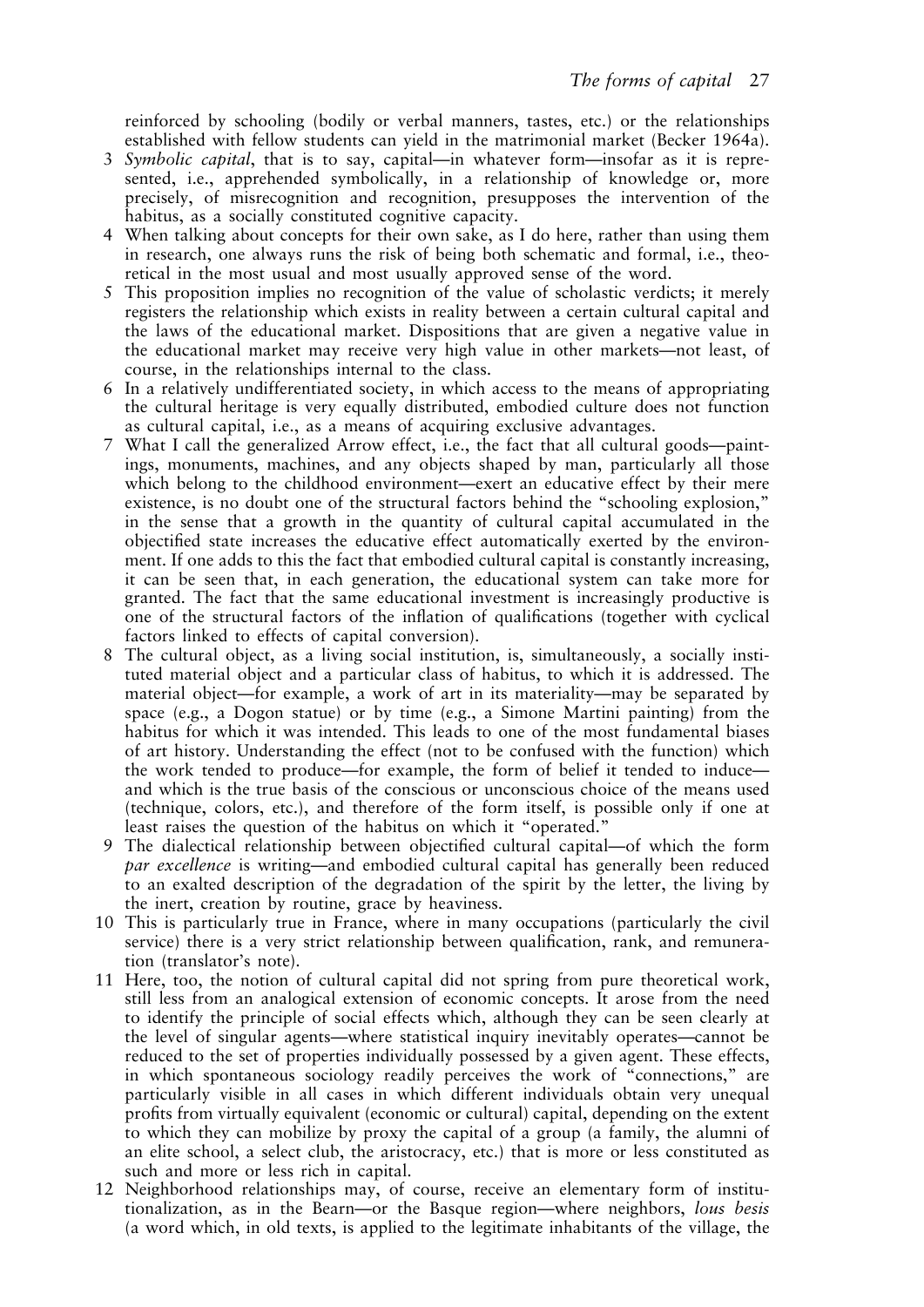reinforced by schooling (bodily or verbal manners, tastes, etc.) or the relationships established with fellow students can yield in the matrimonial market (Becker 1964a).

3 *Symbolic capital*, that is to say, capital—in whatever form—insofar as it is represented, i.e., apprehended symbolically, in a relationship of knowledge or, more precisely, of misrecognition and recognition, presupposes the intervention of the habitus, as a socially constituted cognitive capacity.

4 When talking about concepts for their own sake, as I do here, rather than using them in research, one always runs the risk of being both schematic and formal, i.e., theoretical in the most usual and most usually approved sense of the word.

5 This proposition implies no recognition of the value of scholastic verdicts; it merely registers the relationship which exists in reality between a certain cultural capital and the laws of the educational market. Dispositions that are given a negative value in the educational market may receive very high value in other markets—not least, of course, in the relationships internal to the class.

6 In a relatively undifferentiated society, in which access to the means of appropriating the cultural heritage is very equally distributed, embodied culture does not function as cultural capital, i.e., as a means of acquiring exclusive advantages.

7 What I call the generalized Arrow effect, i.e., the fact that all cultural goods—paintings, monuments, machines, and any objects shaped by man, particularly all those which belong to the childhood environment—exert an educative effect by their mere existence, is no doubt one of the structural factors behind the "schooling explosion," in the sense that a growth in the quantity of cultural capital accumulated in the objectified state increases the educative effect automatically exerted by the environment. If one adds to this the fact that embodied cultural capital is constantly increasing, it can be seen that, in each generation, the educational system can take more for granted. The fact that the same educational investment is increasingly productive is one of the structural factors of the inflation of qualifications (together with cyclical factors linked to effects of capital conversion).

8 The cultural object, as a living social institution, is, simultaneously, a socially instituted material object and a particular class of habitus, to which it is addressed. The material object—for example, a work of art in its materiality—may be separated by space (e.g., a Dogon statue) or by time (e.g., a Simone Martini painting) from the habitus for which it was intended. This leads to one of the most fundamental biases of art history. Understanding the effect (not to be confused with the function) which the work tended to produce—for example, the form of belief it tended to induce—and which is the true basis of the conscious or unconscious choice of the means used (technique, colors, etc.), and therefore of the form itself, is possible only if one at least raises the question of the habitus on which it "operated."

9 The dialectical relationship between objectified cultural capital—of which the form *par excellence* is writing—and embodied cultural capital has generally been reduced to an exalted description of the degradation of the spirit by the letter, the living by the inert, creation by routine, grace by heaviness.

10 This is particularly true in France, where in many occupations (particularly the civil service) there is a very strict relationship between qualification, rank, and remuneration (translator's note).

11 Here, too, the notion of cultural capital did not spring from pure theoretical work, still less from an analogical extension of economic concepts. It arose from the need to identify the principle of social effects which, although they can be seen clearly at the level of singular agents—where statistical inquiry inevitably operates—cannot be reduced to the set of properties individually possessed by a given agent. These effects, in which spontaneous sociology readily perceives the work of "connections," are particularly visible in all cases in which different individuals obtain very unequal profits from virtually equivalent (economic or cultural) capital, depending on the extent to which they can mobilize by proxy the capital of a group (a family, the alumni of an elite school, a select club, the aristocracy, etc.) that is more or less constituted as such and more or less rich in capital.

12 Neighborhood relationships may, of course, receive an elementary form of institutionalization, as in the Bearn—or the Basque region—where neighbors, *lous besis* (a word which, in old texts, is applied to the legitimate inhabitants of the village, the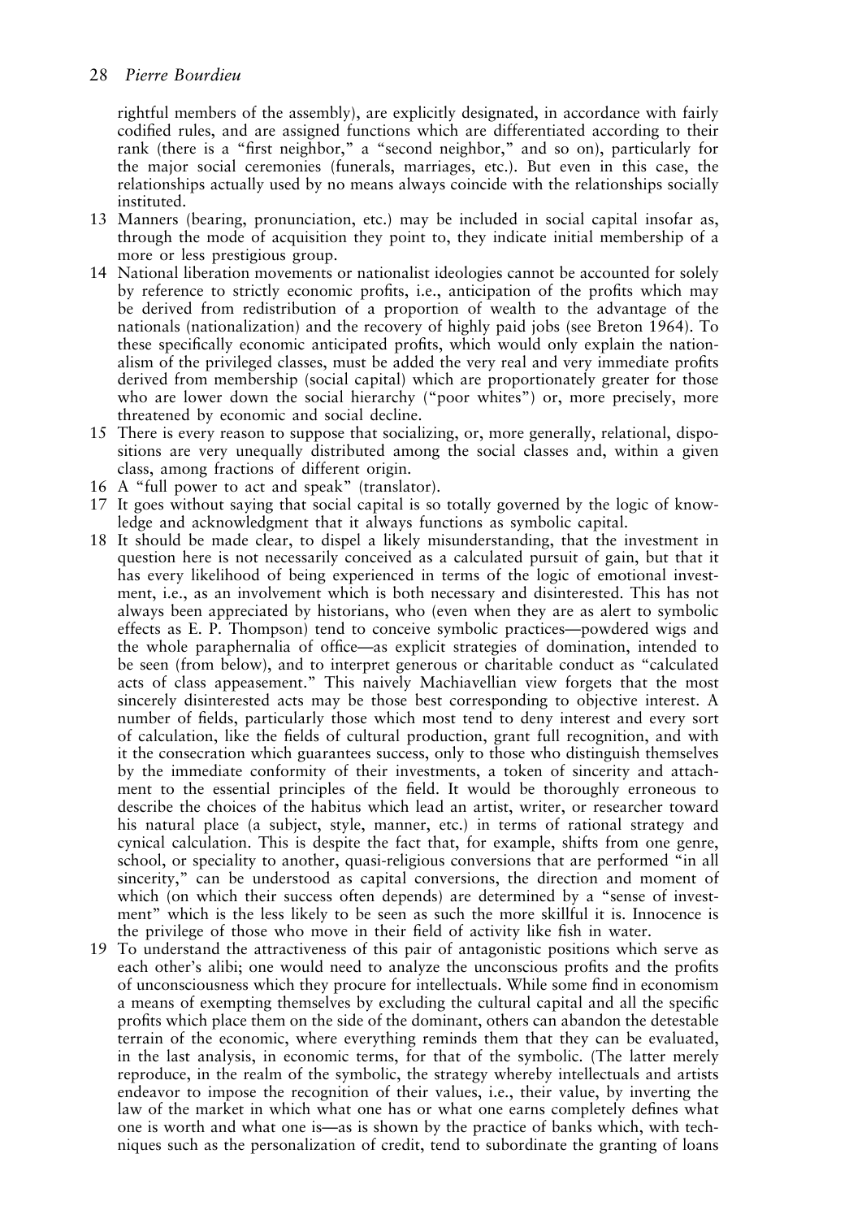rightful members of the assembly), are explicitly designated, in accordance with fairly codified rules, and are assigned functions which are differentiated according to their rank (there is a "first neighbor," a "second neighbor," and so on), particularly for the major social ceremonies (funerals, marriages, etc.). But even in this case, the relationships actually used by no means always coincide with the relationships socially instituted.

13 Manners (bearing, pronunciation, etc.) may be included in social capital insofar as, through the mode of acquisition they point to, they indicate initial membership of a more or less prestigious group.

14 National liberation movements or nationalist ideologies cannot be accounted for solely by reference to strictly economic profits, i.e., anticipation of the profits which may be derived from redistribution of a proportion of wealth to the advantage of the nationals (nationalization) and the recovery of highly paid jobs (see Breton 1964). To these specifically economic anticipated profits, which would only explain the nationalism of the privileged classes, must be added the very real and very immediate profits derived from membership (social capital) which are proportionately greater for those who are lower down the social hierarchy ("poor whites") or, more precisely, more threatened by economic and social decline.

15 There is every reason to suppose that socializing, or, more generally, relational, dispositions are very unequally distributed among the social classes and, within a given class, among fractions of different origin.

16 A "full power to act and speak" (translator).

17 It goes without saying that social capital is so totally governed by the logic of knowledge and acknowledgment that it always functions as symbolic capital.

18 It should be made clear, to dispel a likely misunderstanding, that the investment in question here is not necessarily conceived as a calculated pursuit of gain, but that it has every likelihood of being experienced in terms of the logic of emotional investment, i.e., as an involvement which is both necessary and disinterested. This has not always been appreciated by historians, who (even when they are as alert to symbolic effects as E. P. Thompson) tend to conceive symbolic practices—powdered wigs and the whole paraphernalia of office—as explicit strategies of domination, intended to be seen (from below), and to interpret generous or charitable conduct as "calculated acts of class appeasement." This naively Machiavellian view forgets that the most sincerely disinterested acts may be those best corresponding to objective interest. A number of fields, particularly those which most tend to deny interest and every sort of calculation, like the fields of cultural production, grant full recognition, and with it the consecration which guarantees success, only to those who distinguish themselves by the immediate conformity of their investments, a token of sincerity and attachment to the essential principles of the field. It would be thoroughly erroneous to describe the choices of the habitus which lead an artist, writer, or researcher toward his natural place (a subject, style, manner, etc.) in terms of rational strategy and cynical calculation. This is despite the fact that, for example, shifts from one genre, school, or speciality to another, quasi-religious conversions that are performed "in all sincerity," can be understood as capital conversions, the direction and moment of which (on which their success often depends) are determined by a "sense of investment" which is the less likely to be seen as such the more skillful it is. Innocence is the privilege of those who move in their field of activity like fish in water.

19 To understand the attractiveness of this pair of antagonistic positions which serve as each other's alibi; one would need to analyze the unconscious profits and the profits of unconsciousness which they procure for intellectuals. While some find in economism a means of exempting themselves by excluding the cultural capital and all the specific profits which place them on the side of the dominant, others can abandon the detestable terrain of the economic, where everything reminds them that they can be evaluated, in the last analysis, in economic terms, for that of the symbolic. (The latter merely reproduce, in the realm of the symbolic, the strategy whereby intellectuals and artists endeavor to impose the recognition of their values, i.e., their value, by inverting the law of the market in which what one has or what one earns completely defines what one is worth and what one is—as is shown by the practice of banks which, with techniques such as the personalization of credit, tend to subordinate the granting of loans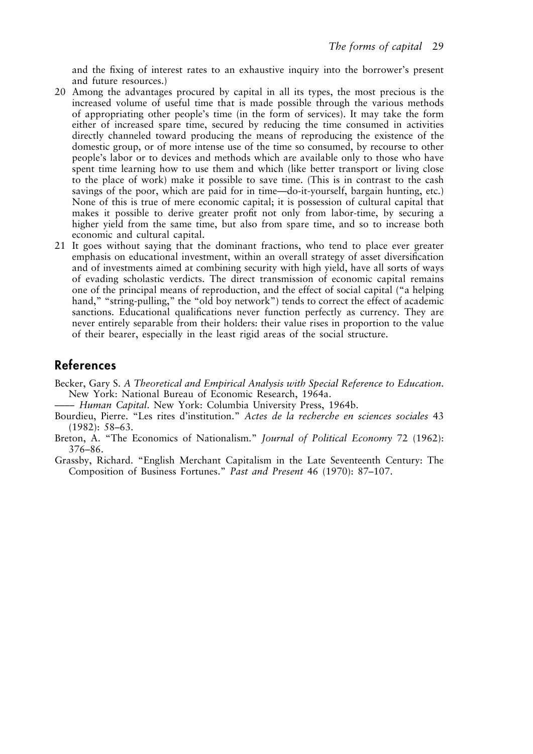and the fixing of interest rates to an exhaustive inquiry into the borrower's present and future resources.)

20 Among the advantages procured by capital in all its types, the most precious is the increased volume of useful time that is made possible through the various methods of appropriating other people's time (in the form of services). It may take the form either of increased spare time, secured by reducing the time consumed in activities directly channeled toward producing the means of reproducing the existence of the domestic group, or of more intense use of the time so consumed, by recourse to other people's labor or to devices and methods which are available only to those who have spent time learning how to use them and which (like better transport or living close to the place of work) make it possible to save time. (This is in contrast to the cash savings of the poor, which are paid for in time—do-it-yourself, bargain hunting, etc.) None of this is true of mere economic capital; it is possession of cultural capital that makes it possible to derive greater profit not only from labor-time, by securing a higher yield from the same time, but also from spare time, and so to increase both economic and cultural capital.

21 It goes without saying that the dominant fractions, who tend to place ever greater emphasis on educational investment, within an overall strategy of asset diversification and of investments aimed at combining security with high yield, have all sorts of ways of evading scholastic verdicts. The direct transmission of economic capital remains one of the principal means of reproduction, and the effect of social capital ("a helping hand," "string-pulling," the "old boy network") tends to correct the effect of academic sanctions. Educational qualifications never function perfectly as currency. They are never entirely separable from their holders: their value rises in proportion to the value of their bearer, especially in the least rigid areas of the social structure.

## References

Becker, Gary S. *A Theoretical and Empirical Analysis with Special Reference to Education*. New York: National Bureau of Economic Research, 1964a.

—— *Human Capital*. New York: Columbia University Press, 1964b.

Bourdieu, Pierre. "Les rites d'institution." *Actes de la recherche en sciences sociales* 43 (1982): 58–63.

Breton, A. "The Economics of Nationalism." *Journal of Political Economy* 72 (1962): 376–86.

Grassby, Richard. "English Merchant Capitalism in the Late Seventeenth Century: The Composition of Business Fortunes." *Past and Present* 46 (1970): 87–107.